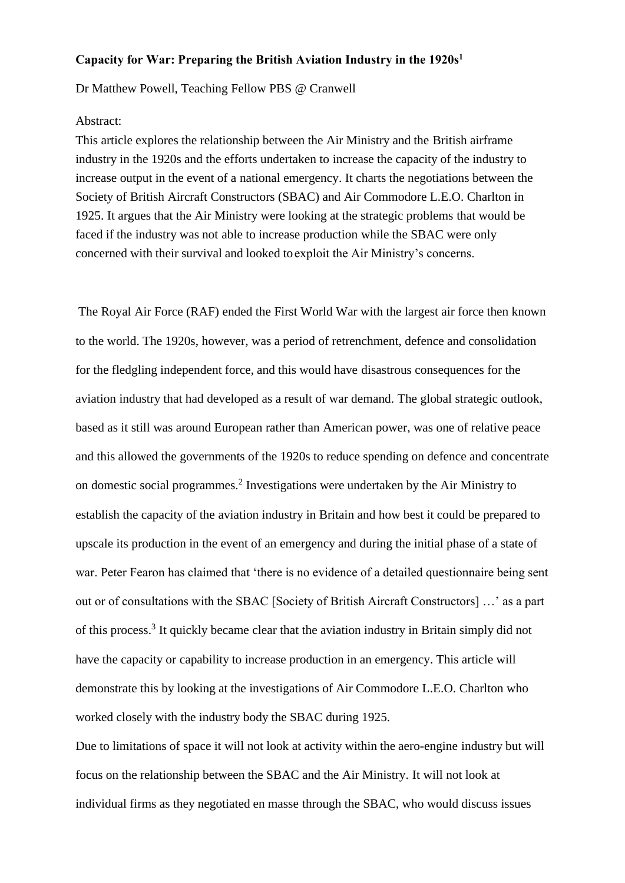**Capacity for War: Preparing the British Aviation Industry in the 1920s[1]**

Dr Matthew Powell, Teaching Fellow PBS @ Cranwell

Abstract:

This article explores the relationship between the Air Ministry and the British airframe industry in the 1920s and the efforts undertaken to increase the capacity of the industry to increase output in the event of a national emergency. It charts the negotiations between the Society of British Aircraft Constructors (SBAC) and Air Commodore L.E.O. Charlton in 1925. It argues that the Air Ministry were looking at the strategic problems that would be faced if the industry was not able to increase production while the SBAC were only concerned with their survival and looked to exploit the Air Ministry's concerns.

The Royal Air Force (RAF) ended the First World War with the largest air force then known to the world. The 1920s, however, was a period of retrenchment, defence and consolidation for the fledgling independent force, and this would have disastrous consequences for the aviation industry that had developed as a result of war demand. The global strategic outlook, based as it still was around European rather than American power, was one of relative peace and this allowed the governments of the 1920s to reduce spending on defence and concentrate on domestic social programmes.[2] Investigations were undertaken by the Air Ministry to establish the capacity of the aviation industry in Britain and how best it could be prepared to upscale its production in the event of an emergency and during the initial phase of a state of war. Peter Fearon has claimed that 'there is no evidence of a detailed questionnaire being sent out or of consultations with the SBAC [Society of British Aircraft Constructors] …' as a part of this process.[3] It quickly became clear that the aviation industry in Britain simply did not have the capacity or capability to increase production in an emergency. This article will demonstrate this by looking at the investigations of Air Commodore L.E.O. Charlton who worked closely with the industry body the SBAC during 1925.

Due to limitations of space it will not look at activity within the aero-engine industry but will focus on the relationship between the SBAC and the Air Ministry. It will not look at individual firms as they negotiated en masse through the SBAC, who would discuss issues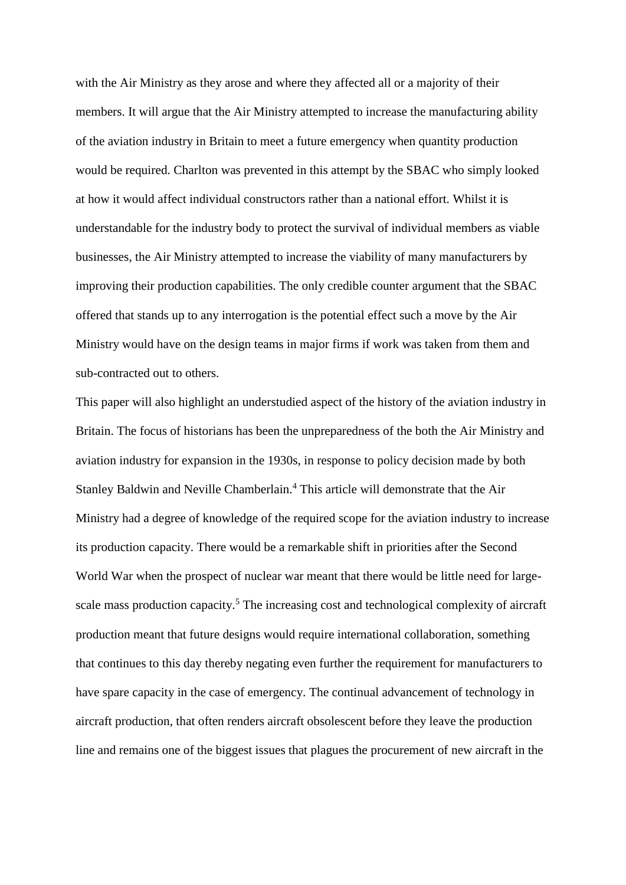with the Air Ministry as they arose and where they affected all or a majority of their members. It will argue that the Air Ministry attempted to increase the manufacturing ability of the aviation industry in Britain to meet a future emergency when quantity production would be required. Charlton was prevented in this attempt by the SBAC who simply looked at how it would affect individual constructors rather than a national effort. Whilst it is understandable for the industry body to protect the survival of individual members as viable businesses, the Air Ministry attempted to increase the viability of many manufacturers by improving their production capabilities. The only credible counter argument that the SBAC offered that stands up to any interrogation is the potential effect such a move by the Air Ministry would have on the design teams in major firms if work was taken from them and sub-contracted out to others.

This paper will also highlight an understudied aspect of the history of the aviation industry in Britain. The focus of historians has been the unpreparedness of the both the Air Ministry and aviation industry for expansion in the 1930s, in response to policy decision made by both Stanley Baldwin and Neville Chamberlain.[4] This article will demonstrate that the Air Ministry had a degree of knowledge of the required scope for the aviation industry to increase its production capacity. There would be a remarkable shift in priorities after the Second World War when the prospect of nuclear war meant that there would be little need for large-scale mass production capacity.[5] The increasing cost and technological complexity of aircraft production meant that future designs would require international collaboration, something that continues to this day thereby negating even further the requirement for manufacturers to have spare capacity in the case of emergency. The continual advancement of technology in aircraft production, that often renders aircraft obsolescent before they leave the production line and remains one of the biggest issues that plagues the procurement of new aircraft in the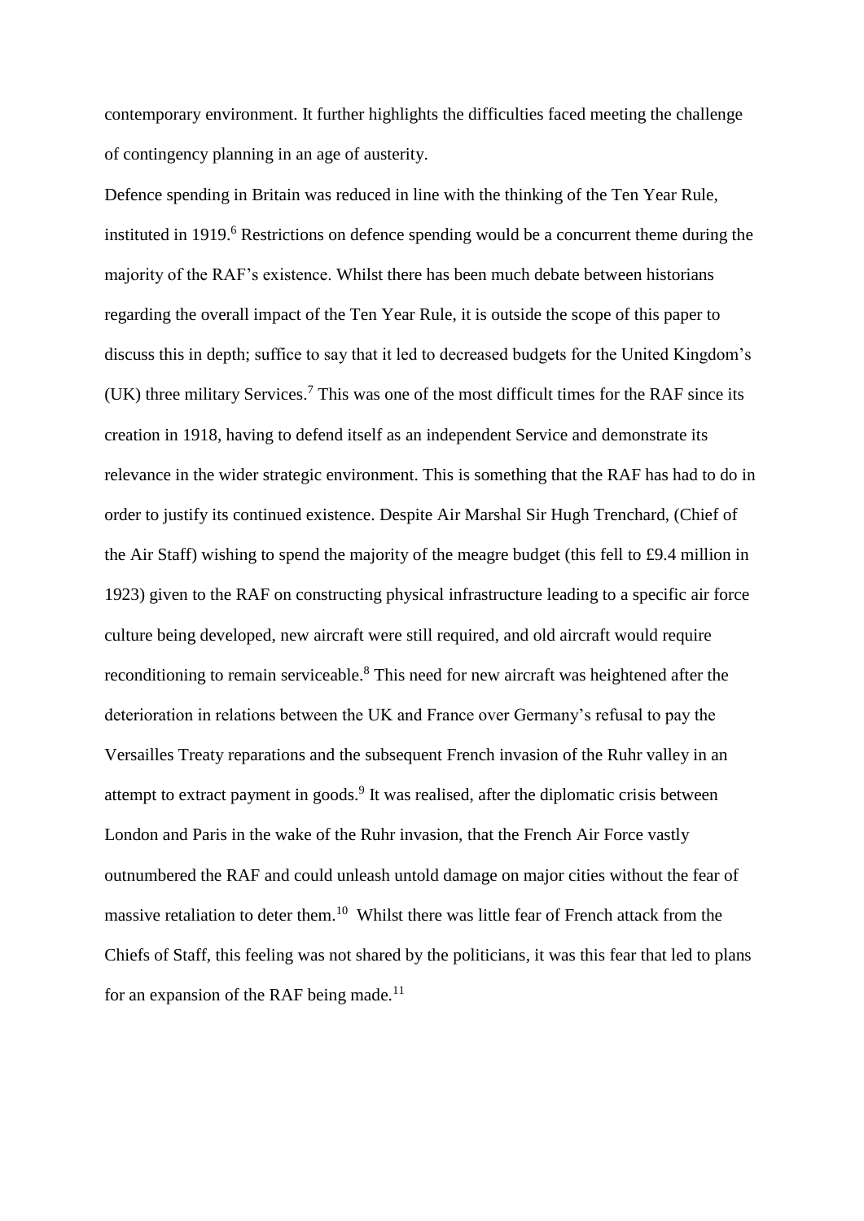contemporary environment. It further highlights the difficulties faced meeting the challenge of contingency planning in an age of austerity.

Defence spending in Britain was reduced in line with the thinking of the Ten Year Rule, instituted in 1919.[6] Restrictions on defence spending would be a concurrent theme during the majority of the RAF's existence. Whilst there has been much debate between historians regarding the overall impact of the Ten Year Rule, it is outside the scope of this paper to discuss this in depth; suffice to say that it led to decreased budgets for the United Kingdom's (UK) three military Services.[7] This was one of the most difficult times for the RAF since its creation in 1918, having to defend itself as an independent Service and demonstrate its relevance in the wider strategic environment. This is something that the RAF has had to do in order to justify its continued existence. Despite Air Marshal Sir Hugh Trenchard, (Chief of the Air Staff) wishing to spend the majority of the meagre budget (this fell to £9.4 million in 1923) given to the RAF on constructing physical infrastructure leading to a specific air force culture being developed, new aircraft were still required, and old aircraft would require reconditioning to remain serviceable.[8] This need for new aircraft was heightened after the deterioration in relations between the UK and France over Germany's refusal to pay the Versailles Treaty reparations and the subsequent French invasion of the Ruhr valley in an attempt to extract payment in goods.[9] It was realised, after the diplomatic crisis between London and Paris in the wake of the Ruhr invasion, that the French Air Force vastly outnumbered the RAF and could unleash untold damage on major cities without the fear of massive retaliation to deter them.[10] Whilst there was little fear of French attack from the Chiefs of Staff, this feeling was not shared by the politicians, it was this fear that led to plans for an expansion of the RAF being made.[11]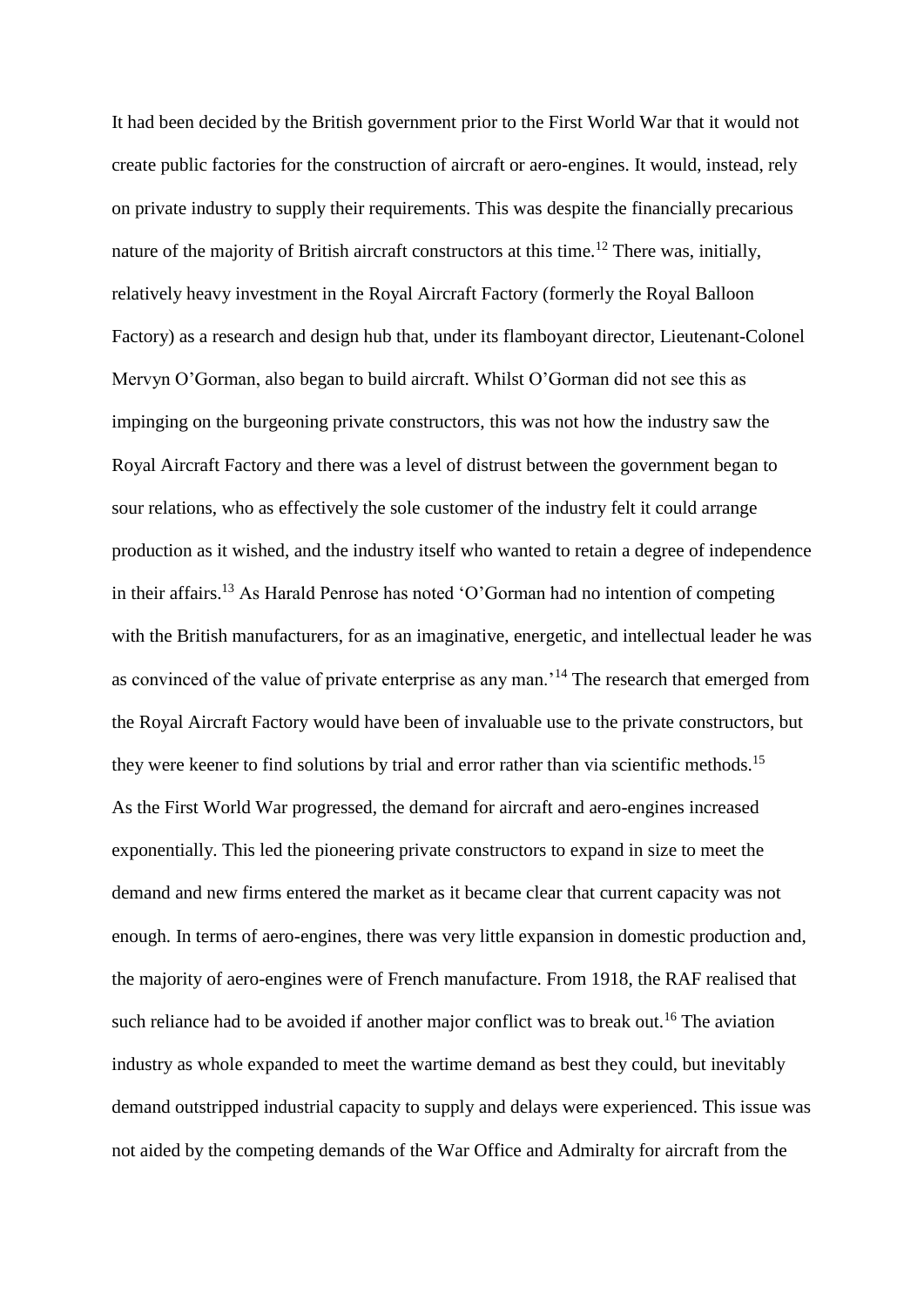It had been decided by the British government prior to the First World War that it would not create public factories for the construction of aircraft or aero-engines. It would, instead, rely on private industry to supply their requirements. This was despite the financially precarious nature of the majority of British aircraft constructors at this time.[12] There was, initially, relatively heavy investment in the Royal Aircraft Factory (formerly the Royal Balloon Factory) as a research and design hub that, under its flamboyant director, Lieutenant-Colonel Mervyn O'Gorman, also began to build aircraft. Whilst O'Gorman did not see this as impinging on the burgeoning private constructors, this was not how the industry saw the Royal Aircraft Factory and there was a level of distrust between the government began to sour relations, who as effectively the sole customer of the industry felt it could arrange production as it wished, and the industry itself who wanted to retain a degree of independence in their affairs.[13] As Harald Penrose has noted 'O'Gorman had no intention of competing with the British manufacturers, for as an imaginative, energetic, and intellectual leader he was as convinced of the value of private enterprise as any man.'[14] The research that emerged from the Royal Aircraft Factory would have been of invaluable use to the private constructors, but they were keener to find solutions by trial and error rather than via scientific methods.[15]

As the First World War progressed, the demand for aircraft and aero-engines increased exponentially. This led the pioneering private constructors to expand in size to meet the demand and new firms entered the market as it became clear that current capacity was not enough. In terms of aero-engines, there was very little expansion in domestic production and, the majority of aero-engines were of French manufacture. From 1918, the RAF realised that such reliance had to be avoided if another major conflict was to break out.[16] The aviation industry as whole expanded to meet the wartime demand as best they could, but inevitably demand outstripped industrial capacity to supply and delays were experienced. This issue was not aided by the competing demands of the War Office and Admiralty for aircraft from the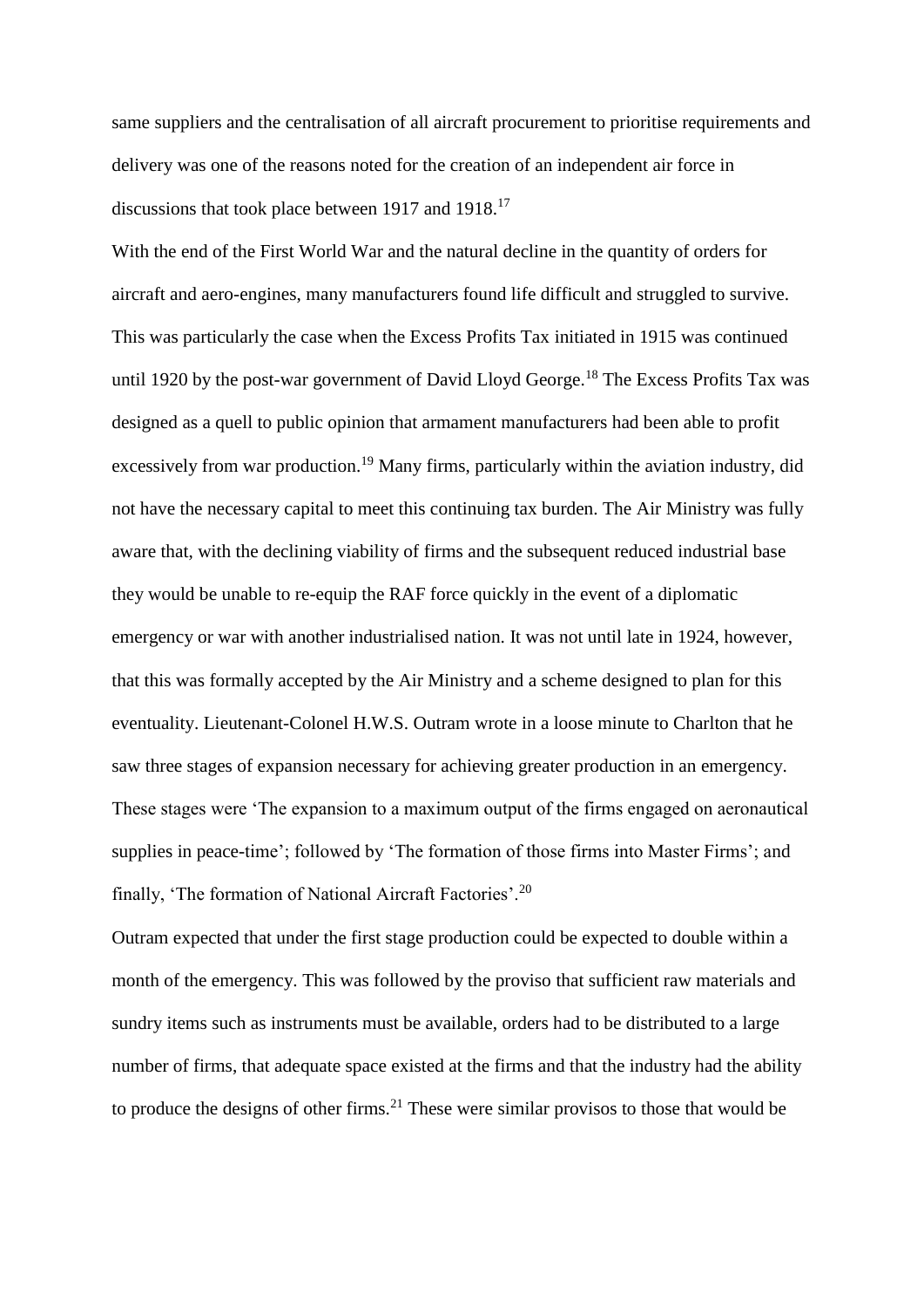same suppliers and the centralisation of all aircraft procurement to prioritise requirements and delivery was one of the reasons noted for the creation of an independent air force in discussions that took place between 1917 and 1918.[17]

With the end of the First World War and the natural decline in the quantity of orders for aircraft and aero-engines, many manufacturers found life difficult and struggled to survive. This was particularly the case when the Excess Profits Tax initiated in 1915 was continued until 1920 by the post-war government of David Lloyd George.[18] The Excess Profits Tax was designed as a quell to public opinion that armament manufacturers had been able to profit excessively from war production.[19] Many firms, particularly within the aviation industry, did not have the necessary capital to meet this continuing tax burden. The Air Ministry was fully aware that, with the declining viability of firms and the subsequent reduced industrial base they would be unable to re-equip the RAF force quickly in the event of a diplomatic emergency or war with another industrialised nation. It was not until late in 1924, however, that this was formally accepted by the Air Ministry and a scheme designed to plan for this eventuality. Lieutenant-Colonel H.W.S. Outram wrote in a loose minute to Charlton that he saw three stages of expansion necessary for achieving greater production in an emergency. These stages were 'The expansion to a maximum output of the firms engaged on aeronautical supplies in peace-time'; followed by 'The formation of those firms into Master Firms'; and finally, 'The formation of National Aircraft Factories'.[20]

Outram expected that under the first stage production could be expected to double within a month of the emergency. This was followed by the proviso that sufficient raw materials and sundry items such as instruments must be available, orders had to be distributed to a large number of firms, that adequate space existed at the firms and that the industry had the ability to produce the designs of other firms.[21] These were similar provisos to those that would be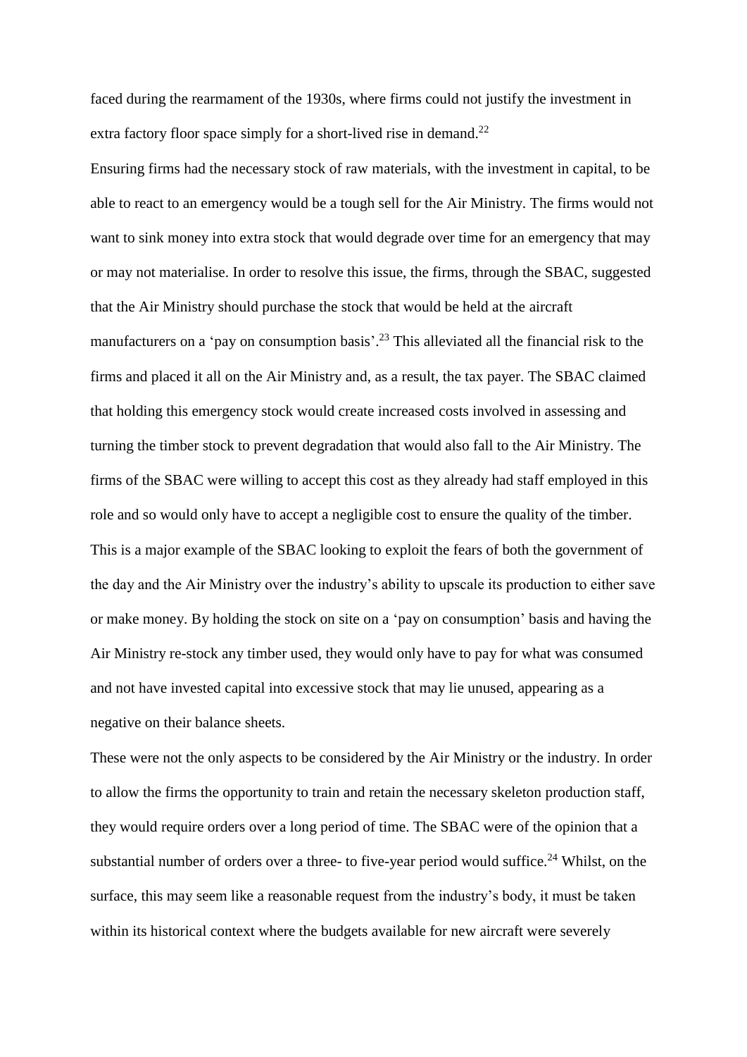faced during the rearmament of the 1930s, where firms could not justify the investment in extra factory floor space simply for a short-lived rise in demand.[22]

Ensuring firms had the necessary stock of raw materials, with the investment in capital, to be able to react to an emergency would be a tough sell for the Air Ministry. The firms would not want to sink money into extra stock that would degrade over time for an emergency that may or may not materialise. In order to resolve this issue, the firms, through the SBAC, suggested that the Air Ministry should purchase the stock that would be held at the aircraft manufacturers on a 'pay on consumption basis'.[23] This alleviated all the financial risk to the firms and placed it all on the Air Ministry and, as a result, the tax payer. The SBAC claimed that holding this emergency stock would create increased costs involved in assessing and turning the timber stock to prevent degradation that would also fall to the Air Ministry. The firms of the SBAC were willing to accept this cost as they already had staff employed in this role and so would only have to accept a negligible cost to ensure the quality of the timber. This is a major example of the SBAC looking to exploit the fears of both the government of the day and the Air Ministry over the industry's ability to upscale its production to either save or make money. By holding the stock on site on a 'pay on consumption' basis and having the Air Ministry re-stock any timber used, they would only have to pay for what was consumed and not have invested capital into excessive stock that may lie unused, appearing as a negative on their balance sheets.

These were not the only aspects to be considered by the Air Ministry or the industry. In order to allow the firms the opportunity to train and retain the necessary skeleton production staff, they would require orders over a long period of time. The SBAC were of the opinion that a substantial number of orders over a three- to five-year period would suffice.[24] Whilst, on the surface, this may seem like a reasonable request from the industry's body, it must be taken within its historical context where the budgets available for new aircraft were severely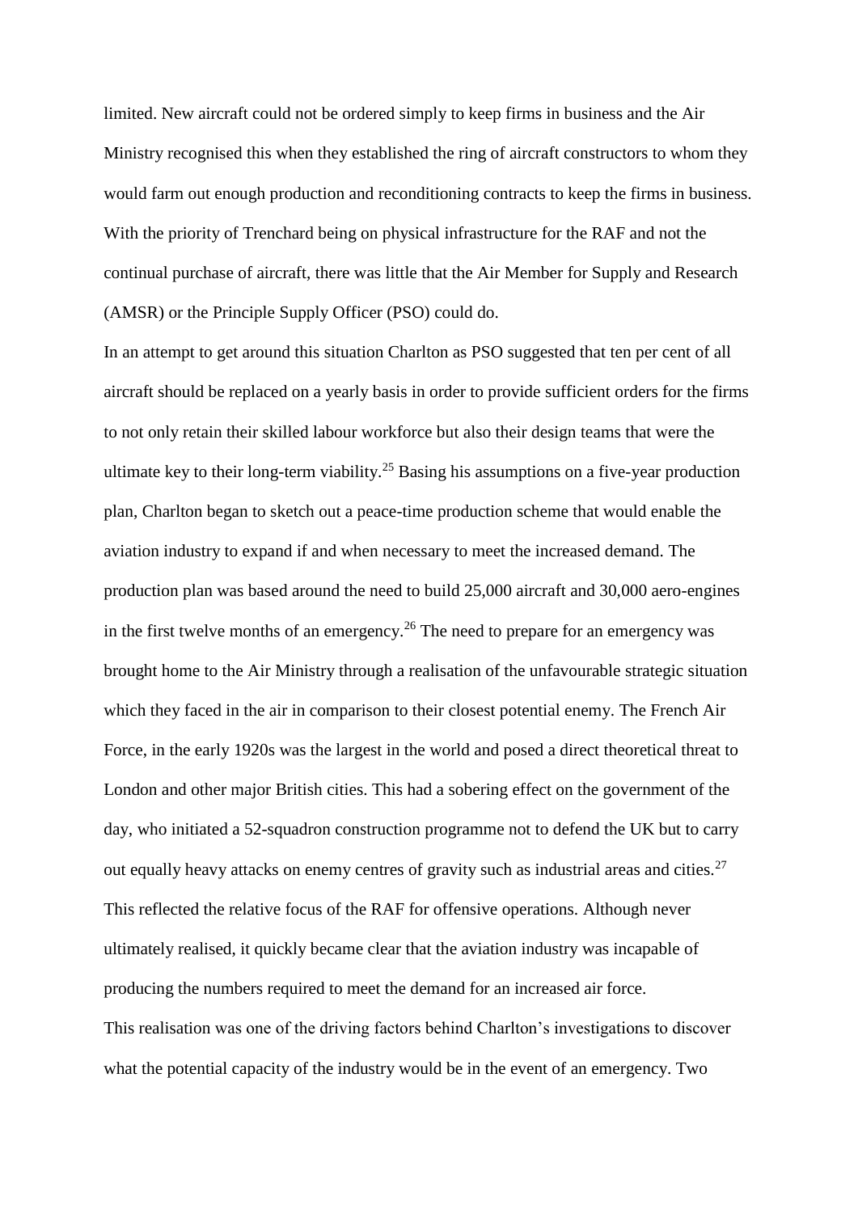limited. New aircraft could not be ordered simply to keep firms in business and the Air Ministry recognised this when they established the ring of aircraft constructors to whom they would farm out enough production and reconditioning contracts to keep the firms in business. With the priority of Trenchard being on physical infrastructure for the RAF and not the continual purchase of aircraft, there was little that the Air Member for Supply and Research (AMSR) or the Principle Supply Officer (PSO) could do.

In an attempt to get around this situation Charlton as PSO suggested that ten per cent of all aircraft should be replaced on a yearly basis in order to provide sufficient orders for the firms to not only retain their skilled labour workforce but also their design teams that were the ultimate key to their long-term viability.[25] Basing his assumptions on a five-year production plan, Charlton began to sketch out a peace-time production scheme that would enable the aviation industry to expand if and when necessary to meet the increased demand. The production plan was based around the need to build 25,000 aircraft and 30,000 aero-engines in the first twelve months of an emergency.[26] The need to prepare for an emergency was brought home to the Air Ministry through a realisation of the unfavourable strategic situation which they faced in the air in comparison to their closest potential enemy. The French Air Force, in the early 1920s was the largest in the world and posed a direct theoretical threat to London and other major British cities. This had a sobering effect on the government of the day, who initiated a 52-squadron construction programme not to defend the UK but to carry out equally heavy attacks on enemy centres of gravity such as industrial areas and cities.[27] This reflected the relative focus of the RAF for offensive operations. Although never ultimately realised, it quickly became clear that the aviation industry was incapable of producing the numbers required to meet the demand for an increased air force.

This realisation was one of the driving factors behind Charlton's investigations to discover what the potential capacity of the industry would be in the event of an emergency. Two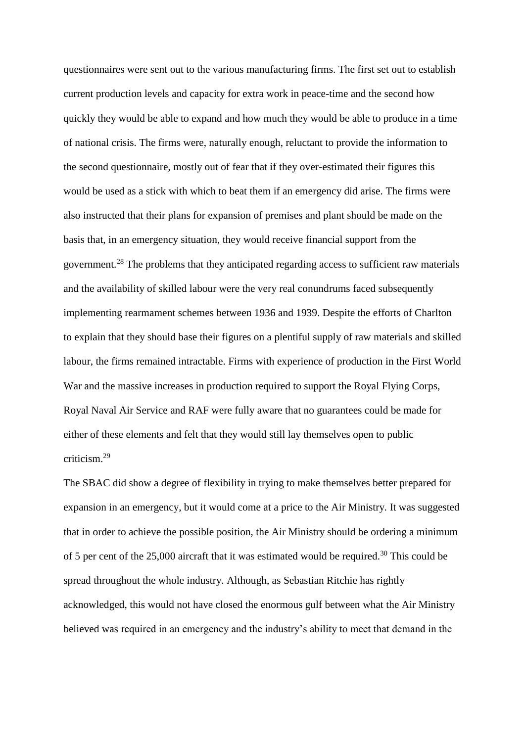questionnaires were sent out to the various manufacturing firms. The first set out to establish current production levels and capacity for extra work in peace-time and the second how quickly they would be able to expand and how much they would be able to produce in a time of national crisis. The firms were, naturally enough, reluctant to provide the information to the second questionnaire, mostly out of fear that if they over-estimated their figures this would be used as a stick with which to beat them if an emergency did arise. The firms were also instructed that their plans for expansion of premises and plant should be made on the basis that, in an emergency situation, they would receive financial support from the government.[28] The problems that they anticipated regarding access to sufficient raw materials and the availability of skilled labour were the very real conundrums faced subsequently implementing rearmament schemes between 1936 and 1939. Despite the efforts of Charlton to explain that they should base their figures on a plentiful supply of raw materials and skilled labour, the firms remained intractable. Firms with experience of production in the First World War and the massive increases in production required to support the Royal Flying Corps, Royal Naval Air Service and RAF were fully aware that no guarantees could be made for either of these elements and felt that they would still lay themselves open to public criticism.[29]

The SBAC did show a degree of flexibility in trying to make themselves better prepared for expansion in an emergency, but it would come at a price to the Air Ministry. It was suggested that in order to achieve the possible position, the Air Ministry should be ordering a minimum of 5 per cent of the 25,000 aircraft that it was estimated would be required.[30] This could be spread throughout the whole industry. Although, as Sebastian Ritchie has rightly acknowledged, this would not have closed the enormous gulf between what the Air Ministry believed was required in an emergency and the industry's ability to meet that demand in the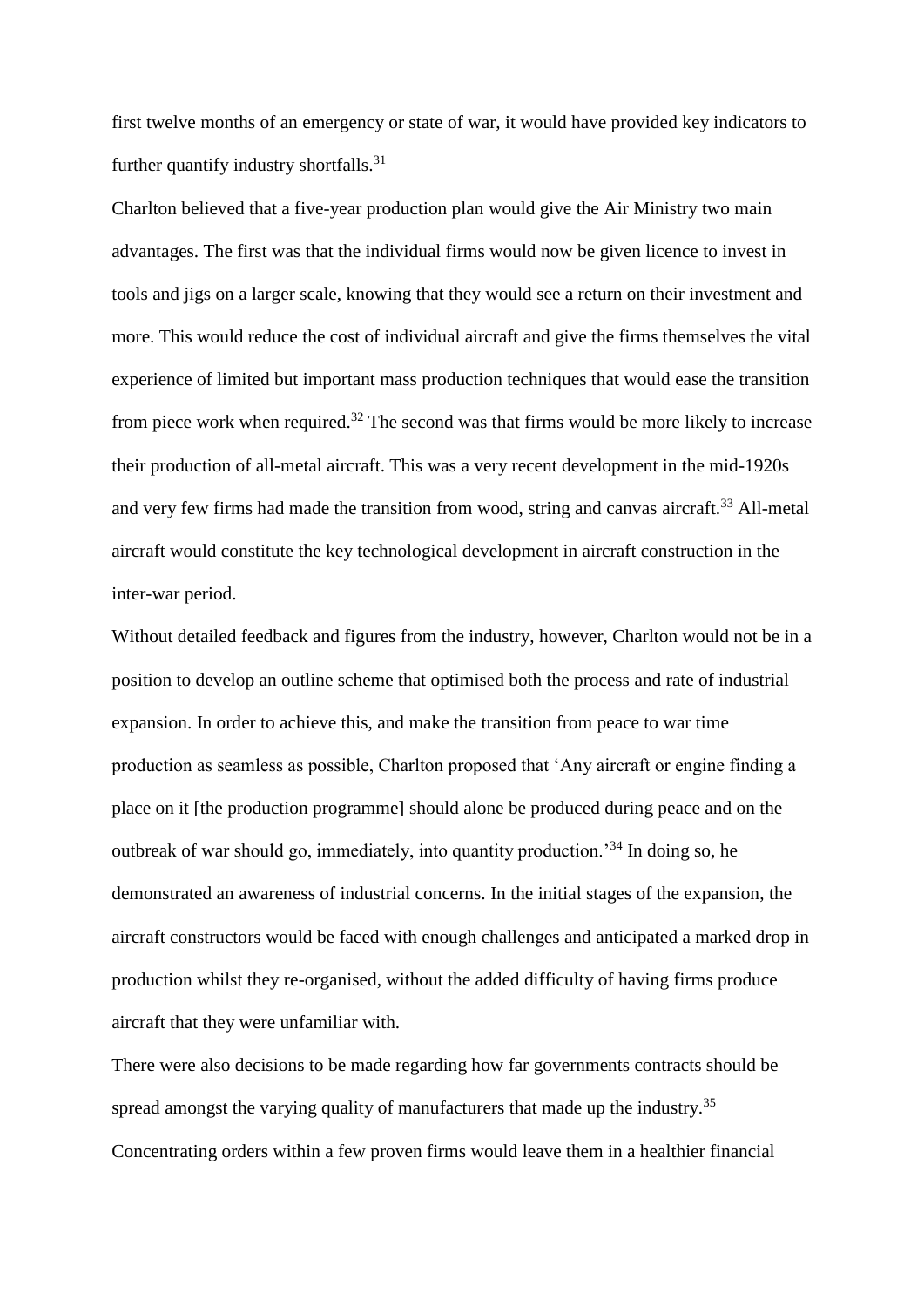first twelve months of an emergency or state of war, it would have provided key indicators to further quantify industry shortfalls.[31]

Charlton believed that a five-year production plan would give the Air Ministry two main advantages. The first was that the individual firms would now be given licence to invest in tools and jigs on a larger scale, knowing that they would see a return on their investment and more. This would reduce the cost of individual aircraft and give the firms themselves the vital experience of limited but important mass production techniques that would ease the transition from piece work when required.[32] The second was that firms would be more likely to increase their production of all-metal aircraft. This was a very recent development in the mid-1920s and very few firms had made the transition from wood, string and canvas aircraft.[33] All-metal aircraft would constitute the key technological development in aircraft construction in the inter-war period.

Without detailed feedback and figures from the industry, however, Charlton would not be in a position to develop an outline scheme that optimised both the process and rate of industrial expansion. In order to achieve this, and make the transition from peace to war time production as seamless as possible, Charlton proposed that 'Any aircraft or engine finding a place on it [the production programme] should alone be produced during peace and on the outbreak of war should go, immediately, into quantity production.'[34] In doing so, he demonstrated an awareness of industrial concerns. In the initial stages of the expansion, the aircraft constructors would be faced with enough challenges and anticipated a marked drop in production whilst they re-organised, without the added difficulty of having firms produce aircraft that they were unfamiliar with.

There were also decisions to be made regarding how far governments contracts should be spread amongst the varying quality of manufacturers that made up the industry.[35] Concentrating orders within a few proven firms would leave them in a healthier financial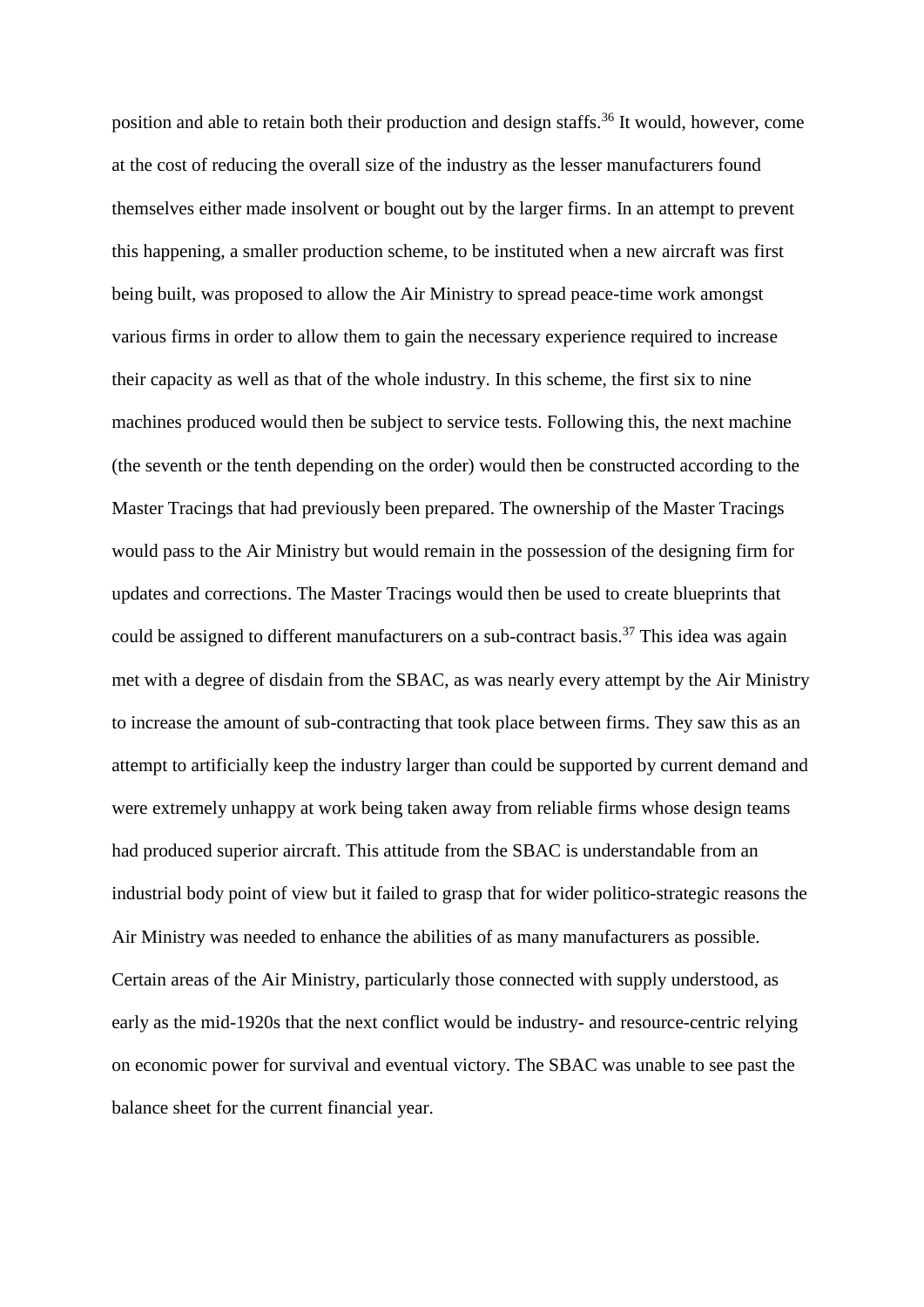position and able to retain both their production and design staffs.[36] It would, however, come at the cost of reducing the overall size of the industry as the lesser manufacturers found themselves either made insolvent or bought out by the larger firms. In an attempt to prevent this happening, a smaller production scheme, to be instituted when a new aircraft was first being built, was proposed to allow the Air Ministry to spread peace-time work amongst various firms in order to allow them to gain the necessary experience required to increase their capacity as well as that of the whole industry. In this scheme, the first six to nine machines produced would then be subject to service tests. Following this, the next machine (the seventh or the tenth depending on the order) would then be constructed according to the Master Tracings that had previously been prepared. The ownership of the Master Tracings would pass to the Air Ministry but would remain in the possession of the designing firm for updates and corrections. The Master Tracings would then be used to create blueprints that could be assigned to different manufacturers on a sub-contract basis.[37] This idea was again met with a degree of disdain from the SBAC, as was nearly every attempt by the Air Ministry to increase the amount of sub-contracting that took place between firms. They saw this as an attempt to artificially keep the industry larger than could be supported by current demand and were extremely unhappy at work being taken away from reliable firms whose design teams had produced superior aircraft. This attitude from the SBAC is understandable from an industrial body point of view but it failed to grasp that for wider politico-strategic reasons the Air Ministry was needed to enhance the abilities of as many manufacturers as possible. Certain areas of the Air Ministry, particularly those connected with supply understood, as early as the mid-1920s that the next conflict would be industry- and resource-centric relying on economic power for survival and eventual victory. The SBAC was unable to see past the balance sheet for the current financial year.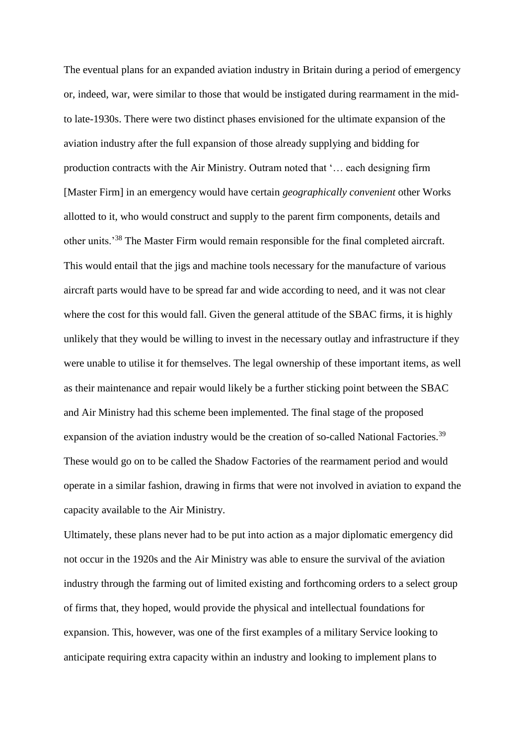The eventual plans for an expanded aviation industry in Britain during a period of emergency or, indeed, war, were similar to those that would be instigated during rearmament in the mid- to late-1930s. There were two distinct phases envisioned for the ultimate expansion of the aviation industry after the full expansion of those already supplying and bidding for production contracts with the Air Ministry. Outram noted that '… each designing firm [Master Firm] in an emergency would have certain *geographically convenient* other Works allotted to it, who would construct and supply to the parent firm components, details and other units.'[38] The Master Firm would remain responsible for the final completed aircraft. This would entail that the jigs and machine tools necessary for the manufacture of various aircraft parts would have to be spread far and wide according to need, and it was not clear where the cost for this would fall. Given the general attitude of the SBAC firms, it is highly unlikely that they would be willing to invest in the necessary outlay and infrastructure if they were unable to utilise it for themselves. The legal ownership of these important items, as well as their maintenance and repair would likely be a further sticking point between the SBAC and Air Ministry had this scheme been implemented. The final stage of the proposed expansion of the aviation industry would be the creation of so-called National Factories.[39] These would go on to be called the Shadow Factories of the rearmament period and would operate in a similar fashion, drawing in firms that were not involved in aviation to expand the capacity available to the Air Ministry.

Ultimately, these plans never had to be put into action as a major diplomatic emergency did not occur in the 1920s and the Air Ministry was able to ensure the survival of the aviation industry through the farming out of limited existing and forthcoming orders to a select group of firms that, they hoped, would provide the physical and intellectual foundations for expansion. This, however, was one of the first examples of a military Service looking to anticipate requiring extra capacity within an industry and looking to implement plans to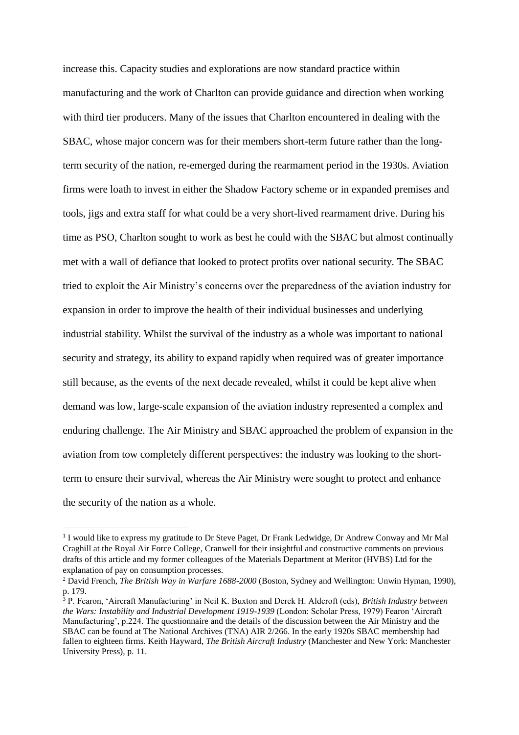increase this. Capacity studies and explorations are now standard practice within manufacturing and the work of Charlton can provide guidance and direction when working with third tier producers. Many of the issues that Charlton encountered in dealing with the SBAC, whose major concern was for their members short-term future rather than the long-term security of the nation, re-emerged during the rearmament period in the 1930s. Aviation firms were loath to invest in either the Shadow Factory scheme or in expanded premises and tools, jigs and extra staff for what could be a very short-lived rearmament drive. During his time as PSO, Charlton sought to work as best he could with the SBAC but almost continually met with a wall of defiance that looked to protect profits over national security. The SBAC tried to exploit the Air Ministry's concerns over the preparedness of the aviation industry for expansion in order to improve the health of their individual businesses and underlying industrial stability. Whilst the survival of the industry as a whole was important to national security and strategy, its ability to expand rapidly when required was of greater importance still because, as the events of the next decade revealed, whilst it could be kept alive when demand was low, large-scale expansion of the aviation industry represented a complex and enduring challenge. The Air Ministry and SBAC approached the problem of expansion in the aviation from tow completely different perspectives: the industry was looking to the short-term to ensure their survival, whereas the Air Ministry were sought to protect and enhance the security of the nation as a whole.

---

[1] I would like to express my gratitude to Dr Steve Paget, Dr Frank Ledwidge, Dr Andrew Conway and Mr Mal Craghill at the Royal Air Force College, Cranwell for their insightful and constructive comments on previous drafts of this article and my former colleagues of the Materials Department at Meritor (HVBS) Ltd for the explanation of pay on consumption processes.

[2] David French, *The British Way in Warfare 1688-2000* (Boston, Sydney and Wellington: Unwin Hyman, 1990), p. 179.

[3] P. Fearon, 'Aircraft Manufacturing' in Neil K. Buxton and Derek H. Aldcroft (eds), *British Industry between the Wars: Instability and Industrial Development 1919-1939* (London: Scholar Press, 1979) Fearon 'Aircraft Manufacturing', p.224. The questionnaire and the details of the discussion between the Air Ministry and the SBAC can be found at The National Archives (TNA) AIR 2/266. In the early 1920s SBAC membership had fallen to eighteen firms. Keith Hayward, *The British Aircraft Industry* (Manchester and New York: Manchester University Press), p. 11.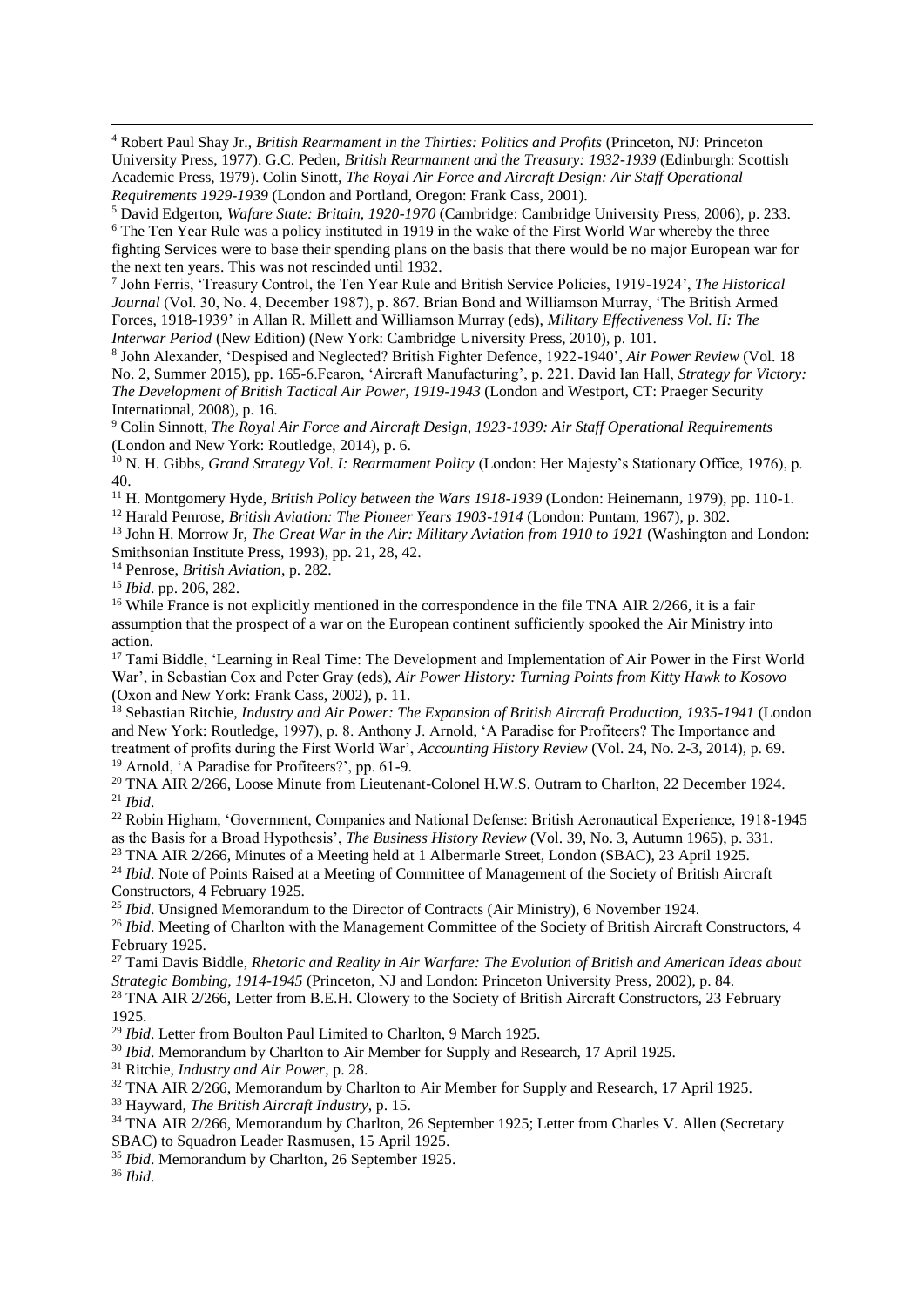[4] Robert Paul Shay Jr., *British Rearmament in the Thirties: Politics and Profits* (Princeton, NJ: Princeton University Press, 1977). G.C. Peden, *British Rearmament and the Treasury: 1932-1939* (Edinburgh: Scottish Academic Press, 1979). Colin Sinott, *The Royal Air Force and Aircraft Design: Air Staff Operational Requirements 1929-1939* (London and Portland, Oregon: Frank Cass, 2001).

[5] David Edgerton, *Wafare State: Britain, 1920-1970* (Cambridge: Cambridge University Press, 2006), p. 233.

[6] The Ten Year Rule was a policy instituted in 1919 in the wake of the First World War whereby the three fighting Services were to base their spending plans on the basis that there would be no major European war for the next ten years. This was not rescinded until 1932.

[7] John Ferris, 'Treasury Control, the Ten Year Rule and British Service Policies, 1919-1924', *The Historical Journal* (Vol. 30, No. 4, December 1987), p. 867. Brian Bond and Williamson Murray, 'The British Armed Forces, 1918-1939' in Allan R. Millett and Williamson Murray (eds), *Military Effectiveness Vol. II: The Interwar Period* (New Edition) (New York: Cambridge University Press, 2010), p. 101.

[8] John Alexander, 'Despised and Neglected? British Fighter Defence, 1922-1940', *Air Power Review* (Vol. 18 No. 2, Summer 2015), pp. 165-6.Fearon, 'Aircraft Manufacturing', p. 221. David Ian Hall, *Strategy for Victory: The Development of British Tactical Air Power, 1919-1943* (London and Westport, CT: Praeger Security International, 2008), p. 16.

[9] Colin Sinnott, *The Royal Air Force and Aircraft Design, 1923-1939: Air Staff Operational Requirements* (London and New York: Routledge, 2014), p. 6.

[10] N. H. Gibbs, *Grand Strategy Vol. I: Rearmament Policy* (London: Her Majesty's Stationary Office, 1976), p. 40.

[11] H. Montgomery Hyde, *British Policy between the Wars 1918-1939* (London: Heinemann, 1979), pp. 110-1.

[12] Harald Penrose, *British Aviation: The Pioneer Years 1903-1914* (London: Puntam, 1967), p. 302.

[13] John H. Morrow Jr, *The Great War in the Air: Military Aviation from 1910 to 1921* (Washington and London: Smithsonian Institute Press, 1993), pp. 21, 28, 42.

[14] Penrose, *British Aviation*, p. 282.

[15] *Ibid*. pp. 206, 282.

[16] While France is not explicitly mentioned in the correspondence in the file TNA AIR 2/266, it is a fair assumption that the prospect of a war on the European continent sufficiently spooked the Air Ministry into action.

[17] Tami Biddle, 'Learning in Real Time: The Development and Implementation of Air Power in the First World War', in Sebastian Cox and Peter Gray (eds), *Air Power History: Turning Points from Kitty Hawk to Kosovo* (Oxon and New York: Frank Cass, 2002), p. 11.

[18] Sebastian Ritchie, *Industry and Air Power: The Expansion of British Aircraft Production, 1935-1941* (London and New York: Routledge, 1997), p. 8. Anthony J. Arnold, 'A Paradise for Profiteers? The Importance and treatment of profits during the First World War', *Accounting History Review* (Vol. 24, No. 2-3, 2014), p. 69.

[19] Arnold, 'A Paradise for Profiteers?', pp. 61-9.

[20] TNA AIR 2/266, Loose Minute from Lieutenant-Colonel H.W.S. Outram to Charlton, 22 December 1924.

[21] *Ibid*.

[22] Robin Higham, 'Government, Companies and National Defense: British Aeronautical Experience, 1918-1945 as the Basis for a Broad Hypothesis', *The Business History Review* (Vol. 39, No. 3, Autumn 1965), p. 331.

[23] TNA AIR 2/266, Minutes of a Meeting held at 1 Albermarle Street, London (SBAC), 23 April 1925.

[24] *Ibid*. Note of Points Raised at a Meeting of Committee of Management of the Society of British Aircraft Constructors, 4 February 1925.

[25] *Ibid*. Unsigned Memorandum to the Director of Contracts (Air Ministry), 6 November 1924.

[26] *Ibid*. Meeting of Charlton with the Management Committee of the Society of British Aircraft Constructors, 4 February 1925.

[27] Tami Davis Biddle, *Rhetoric and Reality in Air Warfare: The Evolution of British and American Ideas about Strategic Bombing, 1914-1945* (Princeton, NJ and London: Princeton University Press, 2002), p. 84.

[28] TNA AIR 2/266, Letter from B.E.H. Clowery to the Society of British Aircraft Constructors, 23 February 1925.

[29] *Ibid*. Letter from Boulton Paul Limited to Charlton, 9 March 1925.

[30] *Ibid*. Memorandum by Charlton to Air Member for Supply and Research, 17 April 1925.

[31] Ritchie, *Industry and Air Power*, p. 28.

[32] TNA AIR 2/266, Memorandum by Charlton to Air Member for Supply and Research, 17 April 1925.

[33] Hayward, *The British Aircraft Industry*, p. 15.

[34] TNA AIR 2/266, Memorandum by Charlton, 26 September 1925; Letter from Charles V. Allen (Secretary SBAC) to Squadron Leader Rasmusen, 15 April 1925.

[35] *Ibid*. Memorandum by Charlton, 26 September 1925.

[36] *Ibid*.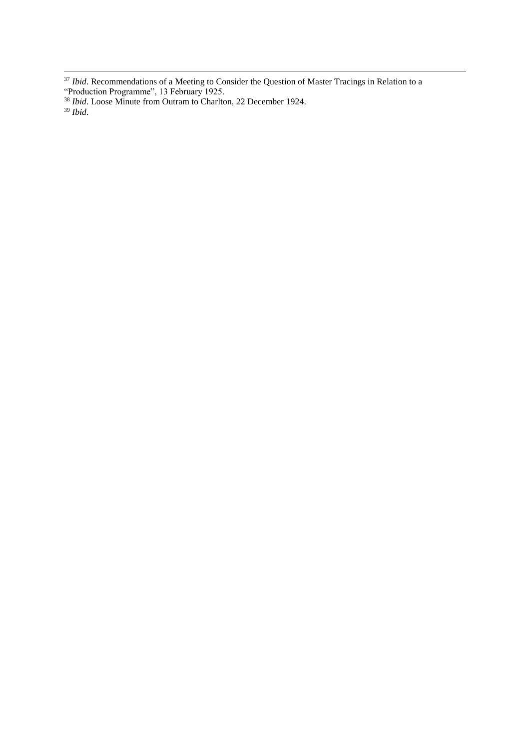[37] *Ibid*. Recommendations of a Meeting to Consider the Question of Master Tracings in Relation to a "Production Programme", 13 February 1925.

[38] *Ibid*. Loose Minute from Outram to Charlton, 22 December 1924.

[39] *Ibid*.